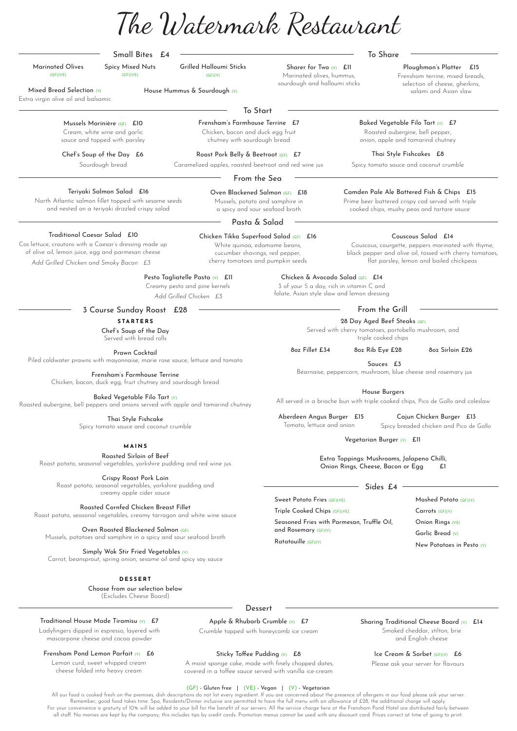# The Watermark Restaurant

## Small Bites £4

Marinated Olives (GF)(VE)

Spicy Mixed Nuts (GF)(VE)

Grilled Halloumi Sticks (GF)(V)

Mixed Bread Selection (V)
Extra virgin olive oil and balsamic

House Hummus & Sourdough (V)

## To Share

Sharer for Two (V) £11
Marinated olives, hummus, sourdough and halloumi sticks

Ploughman's Platter £15
Frensham terrine, mixed breads, selection of cheese, gherkins, salami and Asian slaw

## To Start

Mussels Marinière (GF) £10
Cream, white wine and garlic sauce and topped with parsley

Frensham's Farmhouse Terrine £7
Chicken, bacon and duck egg fruit chutney with sourdough bread

Baked Vegetable Filo Tart (V) £7
Roasted aubergine, bell pepper, onion, apple and tamarind chutney

Chef's Soup of the Day £6
Sourdough bread

Roast Pork Belly & Beetroot (GF) £7
Caramelized apples, roasted beetroot and red wine jus

Thai Style Fishcakes £8
Spicy tomato sauce and coconut crumble

## From the Sea

Teriyaki Salmon Salad £16
North Atlantic salmon fillet topped with sesame seeds and nested on a teriyaki drizzled crispy salad

Oven Blackened Salmon (GF) £18
Mussels, potato and samphire in a spicy and sour seafood broth

Camden Pale Ale Battered Fish & Chips £15
Prime beer battered crispy cod served with triple cooked chips, mushy peas and tartare sauce

## Pasta & Salad

Traditional Caesar Salad £10
Cos lettuce, croutons with a Caesar's dressing made up of olive oil, lemon juice, egg and parmesan cheese
*Add Grilled Chicken and Smoky Bacon £3*

Chicken Tikka Superfood Salad (GF) £16
White quinoa, edamame beans, cucumber shavings, red pepper, cherry tomatoes and pumpkin seeds

Couscous Salad £14
Couscous, courgette, peppers marinated with thyme, black pepper and olive oil, tossed with cherry tomatoes, flat parsley, lemon and boiled chickpeas

Pesto Tagliatelle Pasta (V) £11
Creamy pesto and pine kernels
*Add Grilled Chicken £3*

Chicken & Avocado Salad (GF) £14
3 of your 5 a day, rich in vitamin C and folate, Asian style slaw and lemon dressing

## 3 Course Sunday Roast £28

### STARTERS

Chef's Soup of the Day
Served with bread rolls

Prawn Cocktail
Piled coldwater prawns with mayonnaise, marie rose sauce, lettuce and tomato

Frensham's Farmhouse Terrine
Chicken, bacon, duck egg, fruit chutney and sourdough bread

Baked Vegetable Filo Tart (V)
Roasted aubergine, bell peppers and onions served with apple and tamarind chutney

Thai Style Fishcake
Spicy tomato sauce and coconut crumble

### MAINS

Roasted Sirloin of Beef
Roast potato, seasonal vegetables, yorkshire pudding and red wine jus

Crispy Roast Pork Loin
Roast potato, seasonal vegetables, yorkshire pudding and creamy apple cider sauce

Roasted Cornfed Chicken Breast Fillet
Roast potato, seasonal vegetables, creamy tarragon and white wine sauce

Oven Roasted Blackened Salmon (GF)
Mussels, potatoes and samphire in a spicy and sour seafood broth

Simply Wok Stir Fried Vegetables (V)
Carrot, beansprout, spring onion, sesame oil and spicy soy sauce

### DESSERT

Choose from our selection below
(Excludes Cheese Board)

## From the Grill

28 Day Aged Beef Steaks (GF)
Served with cherry tomatoes, portobello mushroom, and triple cooked chips

8oz Fillet £34 | 8oz Rib Eye £28 | 8oz Sirloin £26

Sauces £3
Béarnaise, peppercorn, mushroom, blue cheese and rosemary jus

### House Burgers

All served in a brioche bun with triple cooked chips, Pico de Gallo and coleslaw

Aberdeen Angus Burger £15
Tomato, lettuce and onion

Cajun Chicken Burger £13
Spicy breaded chicken and Pico de Gallo

Vegetarian Burger (V) £11

Extra Toppings: Mushrooms, Jalapeno Chilli, Onion Rings, Cheese, Bacon or Egg £1

## Sides £4

- Sweet Potato Fries (GF)(VE)
- Triple Cooked Chips (GF)(VE)
- Seasoned Fries with Parmesan, Truffle Oil, and Rosemary (GF)(V)
- Ratatouille (GF)(V)
- Mashed Potato (GF)(V)
- Carrots (GF)(V)
- Onion Rings (VE)
- Garlic Bread (V)
- New Potatoes in Pesto (V)

## Dessert

Traditional House Made Tiramisu (V) £7
Ladyfingers dipped in espresso, layered with mascarpone cheese and cocoa powder

Apple & Rhubarb Crumble (V) £7
Crumble topped with honeycomb ice cream

Sharing Traditional Cheese Board (V) £14
Smoked cheddar, stilton, brie and English cheese

Frensham Pond Lemon Parfait (V) £6
Lemon curd, sweet whipped cream cheese folded into heavy cream

Sticky Toffee Pudding (V) £8
A moist sponge cake, made with finely chopped dates, covered in a toffee sauce served with vanilla ice-cream

Ice Cream & Sorbet (GF)(V) £6
Please ask your server for flavours

(GF) - Gluten free | (VE) - Vegan | (V) - Vegetarian

All our food is cooked fresh on the premises, dish descriptions do not list every ingredient. If you are concerned about the presence of allergens in our food please ask your server. Remember, good food takes time. Spa, Residents/Dinner inclusive are permitted to have the full menu with an allowance of £28, the additional charge will apply. For your convenience a gratuity of 10% will be added to your bill for the benefit of our servers. All the service charge here at the Frensham Pond Hotel are distributed fairly between all staff. No monies are kept by the company; this includes tips by credit cards. Promotion menus cannot be used with any discount card. Prices correct at time of going to print.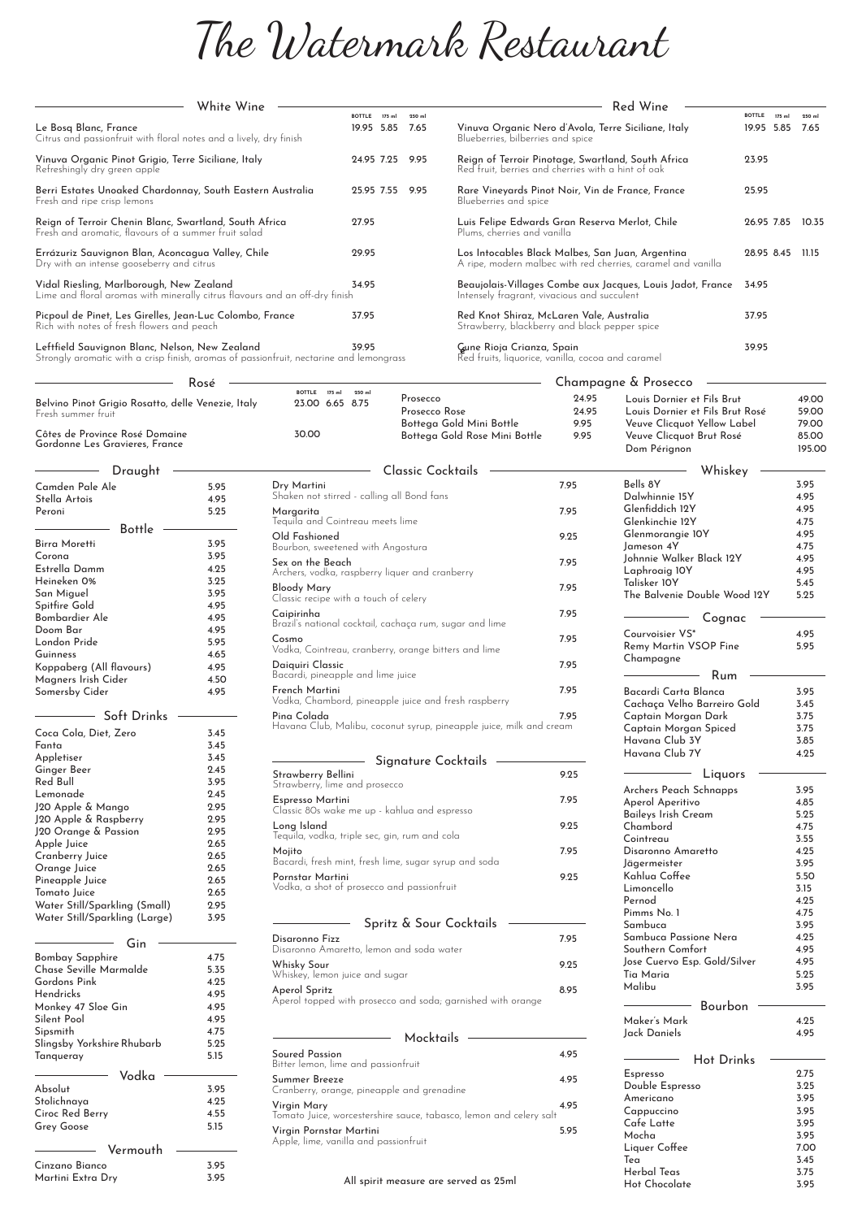# The Watermark Restaurant

## White Wine

| | BOTTLE | 175 ml | 250 ml |
|---|---|---|---|
| **Le Bosq Blanc, France**<br>Citrus and passionfruit with floral notes and a lively, dry finish | 19.95 | 5.85 | 7.65 |
| **Vinuva Organic Pinot Grigio, Terre Siciliane, Italy**<br>Refreshingly dry green apple | 24.95 | 7.25 | 9.95 |
| **Berri Estates Unoaked Chardonnay, South Eastern Australia**<br>Fresh and ripe crisp lemons | 25.95 | 7.55 | 9.95 |
| **Reign of Terroir Chenin Blanc, Swartland, South Africa**<br>Fresh and aromatic, flavours of a summer fruit salad | 27.95 | | |
| **Errázuriz Sauvignon Blan, Aconcagua Valley, Chile**<br>Dry with an intense gooseberry and citrus | 29.95 | | |
| **Vidal Riesling, Marlborough, New Zealand**<br>Lime and floral aromas with minerally citrus flavours and an off-dry finish | 34.95 | | |
| **Picpoul de Pinet, Les Girelles, Jean-Luc Colombo, France**<br>Rich with notes of fresh flowers and peach | 37.95 | | |
| **Leftfield Sauvignon Blanc, Nelson, New Zealand**<br>Strongly aromatic with a crisp finish, aromas of passionfruit, nectarine and lemongrass | 39.95 | | |

## Red Wine

| | BOTTLE | 175 ml | 250 ml |
|---|---|---|---|
| **Vinuva Organic Nero d'Avola, Terre Siciliane, Italy**<br>Blueberries, bilberries and spice | 19.95 | 5.85 | 7.65 |
| **Reign of Terroir Pinotage, Swartland, South Africa**<br>Red fruit, berries and cherries with a hint of oak | 23.95 | | |
| **Rare Vineyards Pinot Noir, Vin de France, France**<br>Blueberries and spice | 25.95 | | |
| **Luis Felipe Edwards Gran Reserva Merlot, Chile**<br>Plums, cherries and vanilla | 26.95 | 7.85 | 10.35 |
| **Los Intocables Black Malbes, San Juan, Argentina**<br>A ripe, modern malbec with red cherries, caramel and vanilla | 28.95 | 8.45 | 11.15 |
| **Beaujolais-Villages Combe aux Jacques, Louis Jadot, France**<br>Intensely fragrant, vivacious and succulent | 34.95 | | |
| **Red Knot Shiraz, McLaren Vale, Australia**<br>Strawberry, blackberry and black pepper spice | 37.95 | | |
| **Cune Rioja Crianza, Spain**<br>Red fruits, liquorice, vanilla, cocoa and caramel | 39.95 | | |

## Rosé

| | BOTTLE | 175 ml | 250 ml |
|---|---|---|---|
| **Belvino Pinot Grigio Rosatto, delle Venezie, Italy**<br>Fresh summer fruit | 23.00 | 6.65 | 8.75 |
| **Côtes de Province Rosé Domaine Gordonne Les Gravieres, France** | 30.00 | | |

## Champagne & Prosecco

| | |
|---|---|
| Prosecco | 24.95 |
| Prosecco Rose | 24.95 |
| Bottega Gold Mini Bottle | 9.95 |
| Bottega Gold Rose Mini Bottle | 9.95 |
| Louis Dornier et Fils Brut | 49.00 |
| Louis Dornier et Fils Brut Rosé | 59.00 |
| Veuve Clicquot Yellow Label | 79.00 |
| Veuve Clicquot Brut Rosé | 85.00 |
| Dom Pérignon | 195.00 |

## Draught

| | |
|---|---|
| Camden Pale Ale | 5.95 |
| Stella Artois | 4.95 |
| Peroni | 5.25 |

## Bottle

| | |
|---|---|
| Birra Moretti | 3.95 |
| Corona | 3.95 |
| Estrella Damm | 4.25 |
| Heineken 0% | 3.25 |
| San Miguel | 3.95 |
| Spitfire Gold | 4.95 |
| Bombardier Ale | 4.95 |
| Doom Bar | 4.95 |
| London Pride | 5.95 |
| Guinness | 4.65 |
| Koppaberg (All flavours) | 4.95 |
| Magners Irish Cider | 4.50 |
| Somersby Cider | 4.95 |

## Soft Drinks

| | |
|---|---|
| Coca Cola, Diet, Zero | 3.45 |
| Fanta | 3.45 |
| Appletiser | 3.45 |
| Ginger Beer | 2.45 |
| Red Bull | 3.95 |
| Lemonade | 2.45 |
| J20 Apple & Mango | 2.95 |
| J20 Apple & Raspberry | 2.95 |
| J20 Orange & Passion | 2.95 |
| Apple Juice | 2.65 |
| Cranberry Juice | 2.65 |
| Orange Juice | 2.65 |
| Pineapple Juice | 2.65 |
| Tomato Juice | 2.65 |
| Water Still/Sparkling (Small) | 2.95 |
| Water Still/Sparkling (Large) | 3.95 |

## Gin

| | |
|---|---|
| Bombay Sapphire | 4.75 |
| Chase Seville Marmalde | 5.35 |
| Gordons Pink | 4.25 |
| Hendricks | 4.95 |
| Monkey 47 Sloe Gin | 4.95 |
| Silent Pool | 4.95 |
| Sipsmith | 4.75 |
| Slingsby Yorkshire Rhubarb | 5.25 |
| Tanqueray | 5.15 |

## Vodka

| | |
|---|---|
| Absolut | 3.95 |
| Stolichnaya | 4.25 |
| Ciroc Red Berry | 4.55 |
| Grey Goose | 5.15 |

## Vermouth

| | |
|---|---|
| Cinzano Bianco | 3.95 |
| Martini Extra Dry | 3.95 |

## Classic Cocktails

| | |
|---|---|
| **Dry Martini**<br>Shaken not stirred - calling all Bond fans | 7.95 |
| **Margarita**<br>Tequila and Cointreau meets lime | 7.95 |
| **Old Fashioned**<br>Bourbon, sweetened with Angostura | 9.25 |
| **Sex on the Beach**<br>Archers, vodka, raspberry liquer and cranberry | 7.95 |
| **Bloody Mary**<br>Classic recipe with a touch of celery | 7.95 |
| **Caipirinha**<br>Brazil's national cocktail, cachaça rum, sugar and lime | 7.95 |
| **Cosmo**<br>Vodka, Cointreau, cranberry, orange bitters and lime | 7.95 |
| **Daiquiri Classic**<br>Bacardi, pineapple and lime juice | 7.95 |
| **French Martini**<br>Vodka, Chambord, pineapple juice and fresh raspberry | 7.95 |
| **Pina Colada**<br>Havana Club, Malibu, coconut syrup, pineapple juice, milk and cream | 7.95 |

## Signature Cocktails

| | |
|---|---|
| **Strawberry Bellini**<br>Strawberry, lime and prosecco | 9.25 |
| **Espresso Martini**<br>Classic 80s wake me up - kahlua and espresso | 7.95 |
| **Long Island**<br>Tequila, vodka, triple sec, gin, rum and cola | 9.25 |
| **Mojito**<br>Bacardi, fresh mint, fresh lime, sugar syrup and soda | 7.95 |
| **Pornstar Martini**<br>Vodka, a shot of prosecco and passionfruit | 9.25 |

## Spritz & Sour Cocktails

| | |
|---|---|
| **Disaronno Fizz**<br>Disaronno Amaretto, lemon and soda water | 7.95 |
| **Whisky Sour**<br>Whiskey, lemon juice and sugar | 9.25 |
| **Aperol Spritz**<br>Aperol topped with prosecco and soda; garnished with orange | 8.95 |

## Mocktails

| | |
|---|---|
| **Soured Passion**<br>Bitter lemon, lime and passionfruit | 4.95 |
| **Summer Breeze**<br>Cranberry, orange, pineapple and grenadine | 4.95 |
| **Virgin Mary**<br>Tomato Juice, worcestershire sauce, tabasco, lemon and celery salt | 4.95 |
| **Virgin Pornstar Martini**<br>Apple, lime, vanilla and passionfruit | 5.95 |

All spirit measure are served as 25ml

## Whiskey

| | |
|---|---|
| Bells 8Y | 3.95 |
| Dalwhinnie 15Y | 4.95 |
| Glenfiddich 12Y | 4.95 |
| Glenkinchie 12Y | 4.75 |
| Glenmorangie 10Y | 4.95 |
| Jameson 4Y | 4.75 |
| Johnnie Walker Black 12Y | 4.95 |
| Laphroaig 10Y | 4.95 |
| Talisker 10Y | 5.45 |
| The Balvenie Double Wood 12Y | 5.25 |

## Cognac

| | |
|---|---|
| Courvoisier VS* | 4.95 |
| Remy Martin VSOP Fine Champagne | 5.95 |

## Rum

| | |
|---|---|
| Bacardi Carta Blanca | 3.95 |
| Cachaça Velho Barreiro Gold | 3.45 |
| Captain Morgan Dark | 3.75 |
| Captain Morgan Spiced | 3.75 |
| Havana Club 3Y | 3.85 |
| Havana Club 7Y | 4.25 |

## Liquors

| | |
|---|---|
| Archers Peach Schnapps | 3.95 |
| Aperol Aperitivo | 4.85 |
| Baileys Irish Cream | 5.25 |
| Chambord | 4.75 |
| Cointreau | 3.55 |
| Disaronno Amaretto | 4.25 |
| Jägermeister | 3.95 |
| Kahlua Coffee | 5.50 |
| Limoncello | 3.15 |
| Pernod | 4.25 |
| Pimms No. 1 | 4.75 |
| Sambuca | 3.95 |
| Sambuca Passione Nera | 4.25 |
| Southern Comfort | 4.95 |
| Jose Cuervo Esp. Gold/Silver | 4.95 |
| Tia Maria | 5.25 |
| Malibu | 3.95 |

## Bourbon

| | |
|---|---|
| Maker's Mark | 4.25 |
| Jack Daniels | 4.95 |

## Hot Drinks

| | |
|---|---|
| Espresso | 2.75 |
| Double Espresso | 3.25 |
| Americano | 3.95 |
| Cappuccino | 3.95 |
| Cafe Latte | 3.95 |
| Mocha | 3.95 |
| Liquer Coffee | 7.00 |
| Tea | 3.45 |
| Herbal Teas | 3.75 |
| Hot Chocolate | 3.95 |